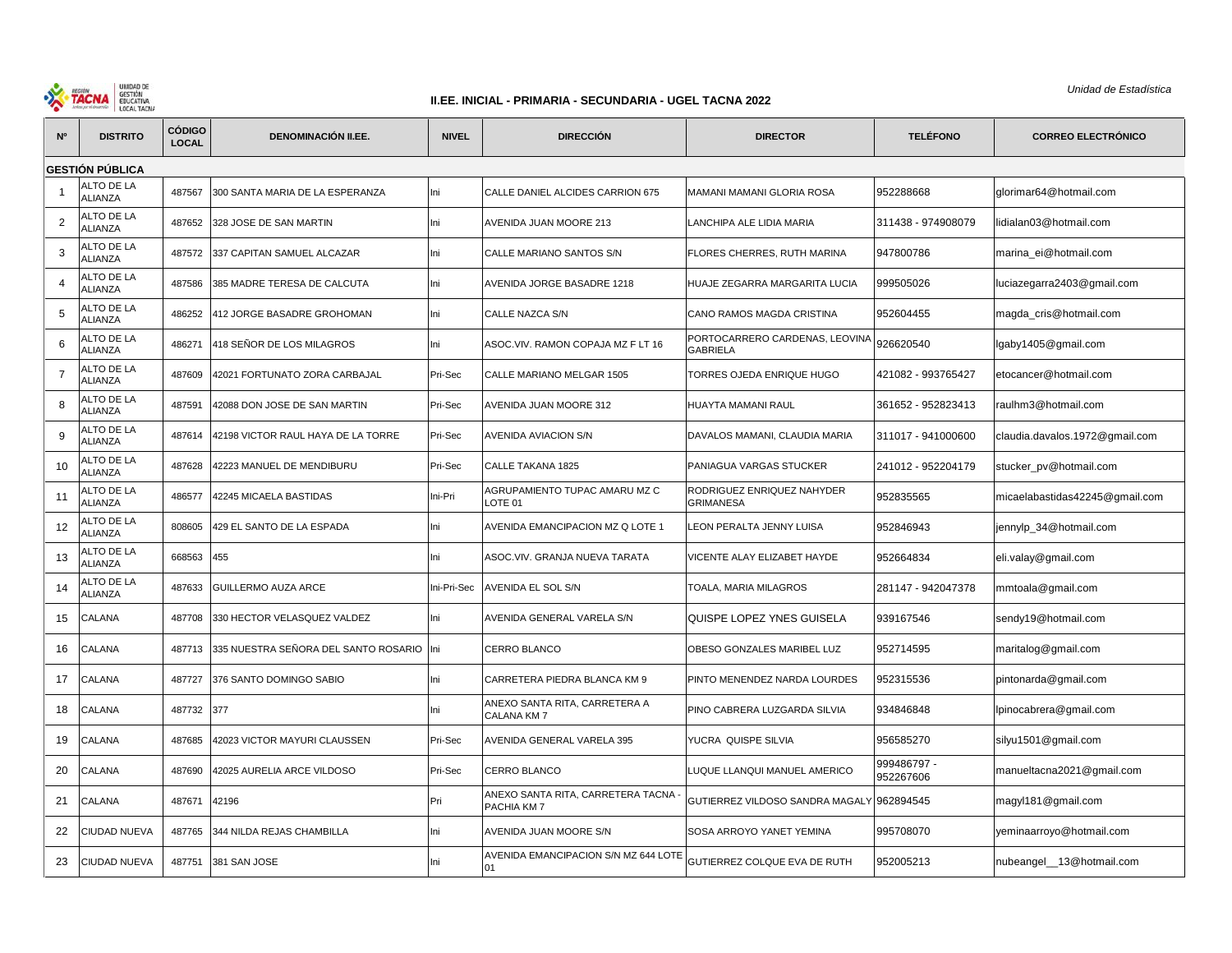Unidad de Estadística

## II.EE. INICIAL - PRIMARIA - SECUNDARIA - UGEL TACNA 2022

| Nº | DISTRITO | CÓDIGO LOCAL | DENOMINACIÓN II.EE. | NIVEL | DIRECCIÓN | DIRECTOR | TELÉFONO | CORREO ELECTRÓNICO |
|---|---|---|---|---|---|---|---|---|
| **GESTIÓN PÚBLICA** | | | | | | | | |
| 1 | ALTO DE LA ALIANZA | 487567 | 300 SANTA MARIA DE LA ESPERANZA | Ini | CALLE DANIEL ALCIDES CARRION 675 | MAMANI MAMANI GLORIA ROSA | 952288668 | glorimar64@hotmail.com |
| 2 | ALTO DE LA ALIANZA | 487652 | 328 JOSE DE SAN MARTIN | Ini | AVENIDA JUAN MOORE 213 | LANCHIPA ALE LIDIA MARIA | 311438 - 974908079 | lidialan03@hotmail.com |
| 3 | ALTO DE LA ALIANZA | 487572 | 337 CAPITAN SAMUEL ALCAZAR | Ini | CALLE MARIANO SANTOS S/N | FLORES CHERRES, RUTH MARINA | 947800786 | marina_ei@hotmail.com |
| 4 | ALTO DE LA ALIANZA | 487586 | 385 MADRE TERESA DE CALCUTA | Ini | AVENIDA JORGE BASADRE 1218 | HUAJE ZEGARRA MARGARITA LUCIA | 999505026 | luciazegarra2403@gmail.com |
| 5 | ALTO DE LA ALIANZA | 486252 | 412 JORGE BASADRE GROHOMAN | Ini | CALLE NAZCA S/N | CANO RAMOS MAGDA CRISTINA | 952604455 | magda_cris@hotmail.com |
| 6 | ALTO DE LA ALIANZA | 486271 | 418 SEÑOR DE LOS MILAGROS | Ini | ASOC.VIV. RAMON COPAJA MZ F LT 16 | PORTOCARRERO CARDENAS, LEOVINA GABRIELA | 926620540 | lgaby1405@gmail.com |
| 7 | ALTO DE LA ALIANZA | 487609 | 42021 FORTUNATO ZORA CARBAJAL | Pri-Sec | CALLE MARIANO MELGAR 1505 | TORRES OJEDA ENRIQUE HUGO | 421082 - 993765427 | etocancer@hotmail.com |
| 8 | ALTO DE LA ALIANZA | 487591 | 42088 DON JOSE DE SAN MARTIN | Pri-Sec | AVENIDA JUAN MOORE 312 | HUAYTA MAMANI RAUL | 361652 - 952823413 | raulhm3@hotmail.com |
| 9 | ALTO DE LA ALIANZA | 487614 | 42198 VICTOR RAUL HAYA DE LA TORRE | Pri-Sec | AVENIDA AVIACION S/N | DAVALOS MAMANI, CLAUDIA MARIA | 311017 - 941000600 | claudia.davalos.1972@gmail.com |
| 10 | ALTO DE LA ALIANZA | 487628 | 42223 MANUEL DE MENDIBURU | Pri-Sec | CALLE TAKANA 1825 | PANIAGUA VARGAS STUCKER | 241012 - 952204179 | stucker_pv@hotmail.com |
| 11 | ALTO DE LA ALIANZA | 486577 | 42245 MICAELA BASTIDAS | Ini-Pri | AGRUPAMIENTO TUPAC AMARU MZ C LOTE 01 | RODRIGUEZ ENRIQUEZ NAHYDER GRIMANESA | 952835565 | micaelabastidas42245@gmail.com |
| 12 | ALTO DE LA ALIANZA | 808605 | 429 EL SANTO DE LA ESPADA | Ini | AVENIDA EMANCIPACION MZ Q LOTE 1 | LEON PERALTA JENNY LUISA | 952846943 | jennylp_34@hotmail.com |
| 13 | ALTO DE LA ALIANZA | 668563 | 455 | Ini | ASOC.VIV. GRANJA NUEVA TARATA | VICENTE ALAY ELIZABET HAYDE | 952664834 | eli.valay@gmail.com |
| 14 | ALTO DE LA ALIANZA | 487633 | GUILLERMO AUZA ARCE | Ini-Pri-Sec | AVENIDA EL SOL S/N | TOALA, MARIA MILAGROS | 281147 - 942047378 | mmtoala@gmail.com |
| 15 | CALANA | 487708 | 330 HECTOR VELASQUEZ VALDEZ | Ini | AVENIDA GENERAL VARELA S/N | QUISPE LOPEZ YNES GUISELA | 939167546 | sendy19@hotmail.com |
| 16 | CALANA | 487713 | 335 NUESTRA SEÑORA DEL SANTO ROSARIO | Ini | CERRO BLANCO | OBESO GONZALES MARIBEL LUZ | 952714595 | maritalog@gmail.com |
| 17 | CALANA | 487727 | 376 SANTO DOMINGO SABIO | Ini | CARRETERA PIEDRA BLANCA KM 9 | PINTO MENENDEZ NARDA LOURDES | 952315536 | pintonarda@gmail.com |
| 18 | CALANA | 487732 | 377 | Ini | ANEXO SANTA RITA, CARRETERA A CALANA KM 7 | PINO CABRERA LUZGARDA SILVIA | 934846848 | lpinocabrera@gmail.com |
| 19 | CALANA | 487685 | 42023 VICTOR MAYURI CLAUSSEN | Pri-Sec | AVENIDA GENERAL VARELA 395 | YUCRA QUISPE SILVIA | 956585270 | silyu1501@gmail.com |
| 20 | CALANA | 487690 | 42025 AURELIA ARCE VILDOSO | Pri-Sec | CERRO BLANCO | LUQUE LLANQUI MANUEL AMERICO | 999486797 - 952267606 | manueltacna2021@gmail.com |
| 21 | CALANA | 487671 | 42196 | Pri | ANEXO SANTA RITA, CARRETERA TACNA - PACHIA KM 7 | GUTIERREZ VILDOSO SANDRA MAGALY | 962894545 | magyl181@gmail.com |
| 22 | CIUDAD NUEVA | 487765 | 344 NILDA REJAS CHAMBILLA | Ini | AVENIDA JUAN MOORE S/N | SOSA ARROYO YANET YEMINA | 995708070 | yeminaarroyo@hotmail.com |
| 23 | CIUDAD NUEVA | 487751 | 381 SAN JOSE | Ini | AVENIDA EMANCIPACION S/N MZ 644 LOTE 01 | GUTIERREZ COLQUE EVA DE RUTH | 952005213 | nubeangel__13@hotmail.com |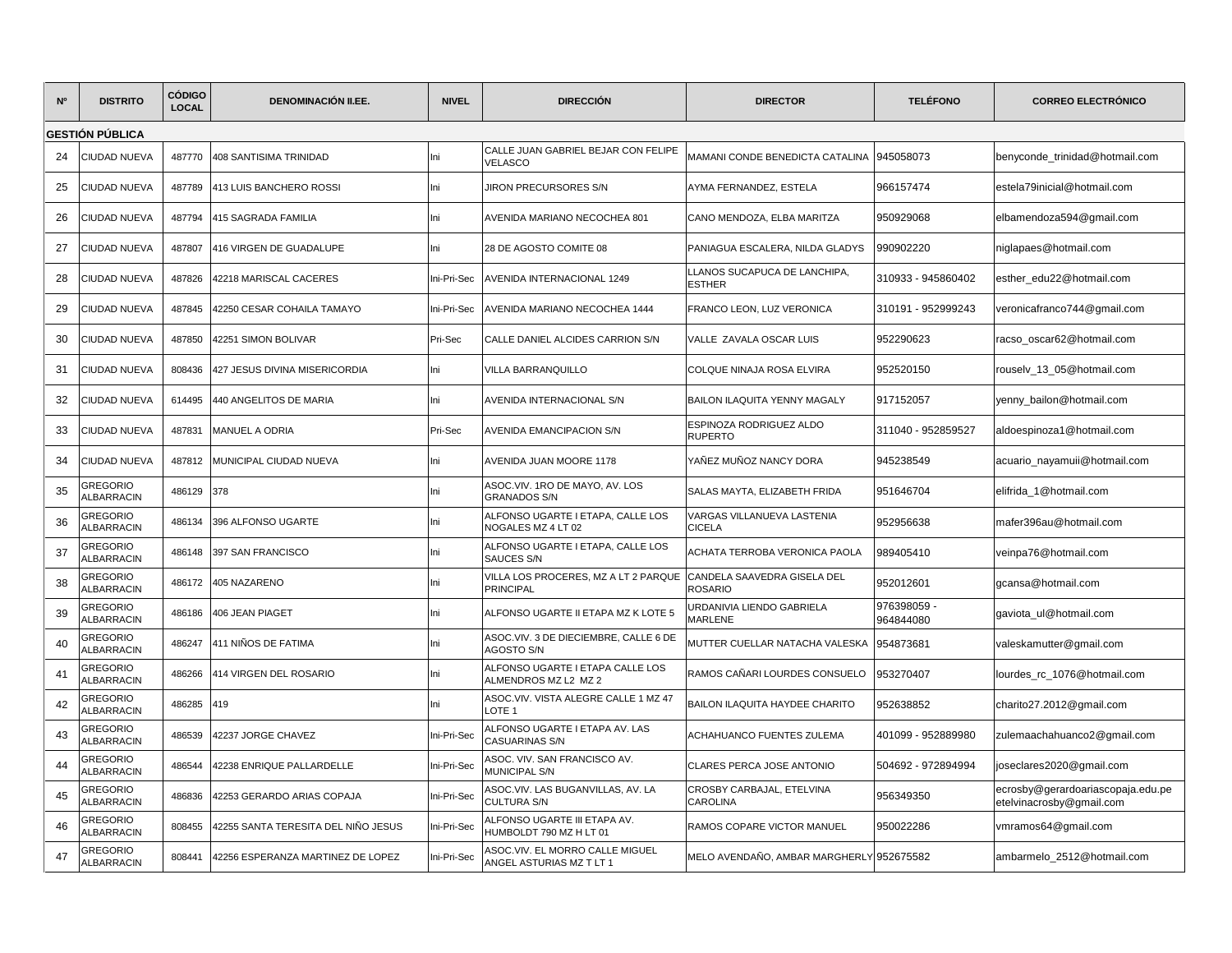| Nº | DISTRITO | CÓDIGO LOCAL | DENOMINACIÓN II.EE. | NIVEL | DIRECCIÓN | DIRECTOR | TELÉFONO | CORREO ELECTRÓNICO |
|---|---|---|---|---|---|---|---|---|
| **GESTIÓN PÚBLICA** | | | | | | | | |
| 24 | CIUDAD NUEVA | 487770 | 408 SANTISIMA TRINIDAD | Ini | CALLE JUAN GABRIEL BEJAR CON FELIPE VELASCO | MAMANI CONDE BENEDICTA CATALINA | 945058073 | benyconde_trinidad@hotmail.com |
| 25 | CIUDAD NUEVA | 487789 | 413 LUIS BANCHERO ROSSI | Ini | JIRON PRECURSORES S/N | AYMA FERNANDEZ, ESTELA | 966157474 | estela79inicial@hotmail.com |
| 26 | CIUDAD NUEVA | 487794 | 415 SAGRADA FAMILIA | Ini | AVENIDA MARIANO NECOCHEA 801 | CANO MENDOZA, ELBA MARITZA | 950929068 | elbamendoza594@gmail.com |
| 27 | CIUDAD NUEVA | 487807 | 416 VIRGEN DE GUADALUPE | Ini | 28 DE AGOSTO COMITE 08 | PANIAGUA ESCALERA, NILDA GLADYS | 990902220 | niglapaes@hotmail.com |
| 28 | CIUDAD NUEVA | 487826 | 42218 MARISCAL CACERES | Ini-Pri-Sec | AVENIDA INTERNACIONAL 1249 | LLANOS SUCAPUCA DE LANCHIPA, ESTHER | 310933 - 945860402 | esther_edu22@hotmail.com |
| 29 | CIUDAD NUEVA | 487845 | 42250 CESAR COHAILA TAMAYO | Ini-Pri-Sec | AVENIDA MARIANO NECOCHEA 1444 | FRANCO LEON, LUZ VERONICA | 310191 - 952999243 | veronicafranco744@gmail.com |
| 30 | CIUDAD NUEVA | 487850 | 42251 SIMON BOLIVAR | Pri-Sec | CALLE DANIEL ALCIDES CARRION S/N | VALLE ZAVALA OSCAR LUIS | 952290623 | racso_oscar62@hotmail.com |
| 31 | CIUDAD NUEVA | 808436 | 427 JESUS DIVINA MISERICORDIA | Ini | VILLA BARRANQUILLO | COLQUE NINAJA ROSA ELVIRA | 952520150 | rouselv_13_05@hotmail.com |
| 32 | CIUDAD NUEVA | 614495 | 440 ANGELITOS DE MARIA | Ini | AVENIDA INTERNACIONAL S/N | BAILON ILAQUITA YENNY MAGALY | 917152057 | yenny_bailon@hotmail.com |
| 33 | CIUDAD NUEVA | 487831 | MANUEL A ODRIA | Pri-Sec | AVENIDA EMANCIPACION S/N | ESPINOZA RODRIGUEZ ALDO RUPERTO | 311040 - 952859527 | aldoespinoza1@hotmail.com |
| 34 | CIUDAD NUEVA | 487812 | MUNICIPAL CIUDAD NUEVA | Ini | AVENIDA JUAN MOORE 1178 | YAÑEZ MUÑOZ NANCY DORA | 945238549 | acuario_nayamuii@hotmail.com |
| 35 | GREGORIO ALBARRACIN | 486129 | 378 | Ini | ASOC.VIV. 1RO DE MAYO, AV. LOS GRANADOS S/N | SALAS MAYTA, ELIZABETH FRIDA | 951646704 | elifrida_1@hotmail.com |
| 36 | GREGORIO ALBARRACIN | 486134 | 396 ALFONSO UGARTE | Ini | ALFONSO UGARTE I ETAPA, CALLE LOS NOGALES MZ 4 LT 02 | VARGAS VILLANUEVA LASTENIA CICELA | 952956638 | mafer396au@hotmail.com |
| 37 | GREGORIO ALBARRACIN | 486148 | 397 SAN FRANCISCO | Ini | ALFONSO UGARTE I ETAPA, CALLE LOS SAUCES S/N | ACHATA TERROBA VERONICA PAOLA | 989405410 | veinpa76@hotmail.com |
| 38 | GREGORIO ALBARRACIN | 486172 | 405 NAZARENO | Ini | VILLA LOS PROCERES, MZ A LT 2 PARQUE PRINCIPAL | CANDELA SAAVEDRA GISELA DEL ROSARIO | 952012601 | gcansa@hotmail.com |
| 39 | GREGORIO ALBARRACIN | 486186 | 406 JEAN PIAGET | Ini | ALFONSO UGARTE II ETAPA MZ K LOTE 5 | URDANIVIA LIENDO GABRIELA MARLENE | 976398059 - 964844080 | gaviota_ul@hotmail.com |
| 40 | GREGORIO ALBARRACIN | 486247 | 411 NIÑOS DE FATIMA | Ini | ASOC.VIV. 3 DE DIECIEMBRE, CALLE 6 DE AGOSTO S/N | MUTTER CUELLAR NATACHA VALESKA | 954873681 | valeskamutter@gmail.com |
| 41 | GREGORIO ALBARRACIN | 486266 | 414 VIRGEN DEL ROSARIO | Ini | ALFONSO UGARTE I ETAPA CALLE LOS ALMENDROS MZ L2 MZ 2 | RAMOS CAÑARI LOURDES CONSUELO | 953270407 | lourdes_rc_1076@hotmail.com |
| 42 | GREGORIO ALBARRACIN | 486285 | 419 | Ini | ASOC.VIV. VISTA ALEGRE CALLE 1 MZ 47 LOTE 1 | BAILON ILAQUITA HAYDEE CHARITO | 952638852 | charito27.2012@gmail.com |
| 43 | GREGORIO ALBARRACIN | 486539 | 42237 JORGE CHAVEZ | Ini-Pri-Sec | ALFONSO UGARTE I ETAPA AV. LAS CASUARINAS S/N | ACHAHUANCO FUENTES ZULEMA | 401099 - 952889980 | zulemaachahuanco2@gmail.com |
| 44 | GREGORIO ALBARRACIN | 486544 | 42238 ENRIQUE PALLARDELLE | Ini-Pri-Sec | ASOC. VIV. SAN FRANCISCO AV. MUNICIPAL S/N | CLARES PERCA JOSE ANTONIO | 504692 - 972894994 | joseclares2020@gmail.com |
| 45 | GREGORIO ALBARRACIN | 486836 | 42253 GERARDO ARIAS COPAJA | Ini-Pri-Sec | ASOC.VIV. LAS BUGANVILLAS, AV. LA CULTURA S/N | CROSBY CARBAJAL, ETELVINA CAROLINA | 956349350 | ecrosby@gerardoariascopaja.edu.pe etelvinacrosby@gmail.com |
| 46 | GREGORIO ALBARRACIN | 808455 | 42255 SANTA TERESITA DEL NIÑO JESUS | Ini-Pri-Sec | ALFONSO UGARTE III ETAPA AV. HUMBOLDT 790 MZ H LT 01 | RAMOS COPARE VICTOR MANUEL | 950022286 | vmramos64@gmail.com |
| 47 | GREGORIO ALBARRACIN | 808441 | 42256 ESPERANZA MARTINEZ DE LOPEZ | Ini-Pri-Sec | ASOC.VIV. EL MORRO CALLE MIGUEL ANGEL ASTURIAS MZ T LT 1 | MELO AVENDAÑO, AMBAR MARGHERLY | 952675582 | ambarmelo_2512@hotmail.com |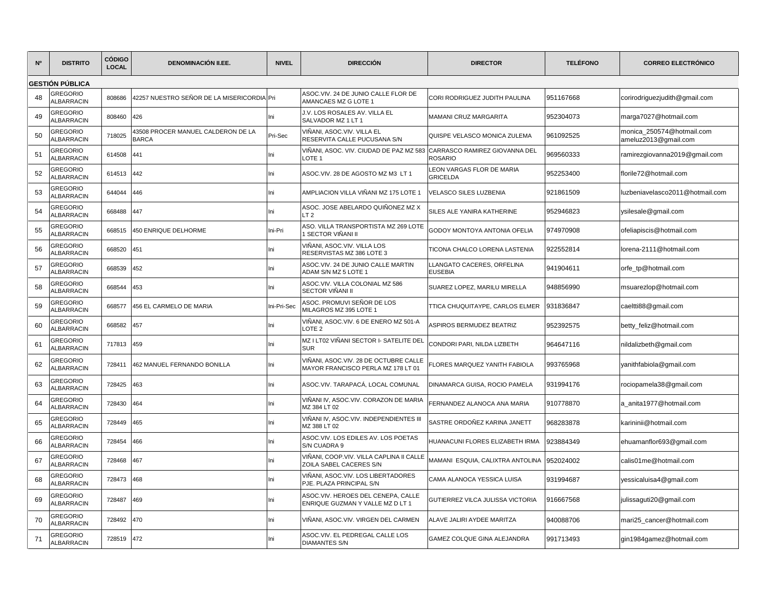| Nº | DISTRITO | CÓDIGO LOCAL | DENOMINACIÓN II.EE. | NIVEL | DIRECCIÓN | DIRECTOR | TELÉFONO | CORREO ELECTRÓNICO |
|---|---|---|---|---|---|---|---|---|
| **GESTIÓN PÚBLICA** | | | | | | | | |
| 48 | GREGORIO ALBARRACIN | 808686 | 42257 NUESTRO SEÑOR DE LA MISERICORDIA | Pri | ASOC.VIV. 24 DE JUNIO CALLE FLOR DE AMANCAES MZ G LOTE 1 | CORI RODRIGUEZ JUDITH PAULINA | 951167668 | corirodriguezjudith@gmail.com |
| 49 | GREGORIO ALBARRACIN | 808460 | 426 | Ini | J.V. LOS ROSALES AV. VILLA EL SALVADOR MZ 1 LT 1 | MAMANI CRUZ MARGARITA | 952304073 | marga7027@hotmail.com |
| 50 | GREGORIO ALBARRACIN | 718025 | 43508 PROCER MANUEL CALDERON DE LA BARCA | Pri-Sec | VIÑANI, ASOC.VIV. VILLA EL RESERVITA CALLE PUCUSANA S/N | QUISPE VELASCO MONICA ZULEMA | 961092525 | monica_250574@hotmail.com ameluz2013@gmail.com |
| 51 | GREGORIO ALBARRACIN | 614508 | 441 | Ini | VIÑANI, ASOC. VIV. CIUDAD DE PAZ MZ 583 LOTE 1 | CARRASCO RAMIREZ GIOVANNA DEL ROSARIO | 969560333 | ramirezgiovanna2019@gmail.com |
| 52 | GREGORIO ALBARRACIN | 614513 | 442 | Ini | ASOC.VIV. 28 DE AGOSTO MZ M3 LT 1 | LEON VARGAS FLOR DE MARIA GRICELDA | 952253400 | florile72@hotmail.com |
| 53 | GREGORIO ALBARRACIN | 644044 | 446 | Ini | AMPLIACION VILLA VIÑANI MZ 175 LOTE 1 | VELASCO SILES LUZBENIA | 921861509 | luzbeniavelasco2011@hotmail.com |
| 54 | GREGORIO ALBARRACIN | 668488 | 447 | Ini | ASOC. JOSE ABELARDO QUIÑONEZ MZ X LT 2 | SILES ALE YANIRA KATHERINE | 952946823 | ysilesale@gmail.com |
| 55 | GREGORIO ALBARRACIN | 668515 | 450 ENRIQUE DELHORME | Ini-Pri | ASO. VILLA TRANSPORTISTA MZ 269 LOTE 1 SECTOR VIÑANI II | GODOY MONTOYA ANTONIA OFELIA | 974970908 | ofeliapiscis@hotmail.com |
| 56 | GREGORIO ALBARRACIN | 668520 | 451 | Ini | VIÑANI, ASOC.VIV. VILLA LOS RESERVISTAS MZ 386 LOTE 3 | TICONA CHALCO LORENA LASTENIA | 922552814 | lorena-2111@hotmail.com |
| 57 | GREGORIO ALBARRACIN | 668539 | 452 | Ini | ASOC.VIV. 24 DE JUNIO CALLE MARTIN ADAM S/N MZ 5 LOTE 1 | LLANGATO CACERES, ORFELINA EUSEBIA | 941904611 | orfe_tp@hotmail.com |
| 58 | GREGORIO ALBARRACIN | 668544 | 453 | Ini | ASOC.VIV. VILLA COLONIAL MZ 586 SECTOR VIÑANI II | SUAREZ LOPEZ, MARILU MIRELLA | 948856990 | msuarezlop@hotmail.com |
| 59 | GREGORIO ALBARRACIN | 668577 | 456 EL CARMELO DE MARIA | Ini-Pri-Sec | ASOC. PROMUVI SEÑOR DE LOS MILAGROS MZ 395 LOTE 1 | TTICA CHUQUITAYPE, CARLOS ELMER | 931836847 | caeltti88@gmail.com |
| 60 | GREGORIO ALBARRACIN | 668582 | 457 | Ini | VIÑANI, ASOC.VIV. 6 DE ENERO MZ 501-A LOTE 2 | ASPIROS BERMUDEZ BEATRIZ | 952392575 | betty_feliz@hotmail.com |
| 61 | GREGORIO ALBARRACIN | 717813 | 459 | Ini | MZ I LT02 VIÑANI SECTOR I- SATELITE DEL SUR | CONDORI PARI, NILDA LIZBETH | 964647116 | nildalizbeth@gmail.com |
| 62 | GREGORIO ALBARRACIN | 728411 | 462 MANUEL FERNANDO BONILLA | Ini | VIÑANI, ASOC.VIV. 28 DE OCTUBRE CALLE MAYOR FRANCISCO PERLA MZ 178 LT 01 | FLORES MARQUEZ YANITH FABIOLA | 993765968 | yanithfabiola@gmail.com |
| 63 | GREGORIO ALBARRACIN | 728425 | 463 | Ini | ASOC.VIV. TARAPACÁ, LOCAL COMUNAL | DINAMARCA GUISA, ROCIO PAMELA | 931994176 | rociopamela38@gmail.com |
| 64 | GREGORIO ALBARRACIN | 728430 | 464 | Ini | VIÑANI IV, ASOC.VIV. CORAZON DE MARIA MZ 384 LT 02 | FERNANDEZ ALANOCA ANA MARIA | 910778870 | a_anita1977@hotmail.com |
| 65 | GREGORIO ALBARRACIN | 728449 | 465 | Ini | VIÑANI IV, ASOC.VIV. INDEPENDIENTES III MZ 388 LT 02 | SASTRE ORDOÑEZ KARINA JANETT | 968283878 | karininii@hotmail.com |
| 66 | GREGORIO ALBARRACIN | 728454 | 466 | Ini | ASOC.VIV. LOS EDILES AV. LOS POETAS S/N CUADRA 9 | HUANACUNI FLORES ELIZABETH IRMA | 923884349 | ehuamanflor693@gmail.com |
| 67 | GREGORIO ALBARRACIN | 728468 | 467 | Ini | VIÑANI, COOP.VIV. VILLA CAPLINA II CALLE ZOILA SABEL CACERES S/N | MAMANI ESQUIA, CALIXTRA ANTOLINA | 952024002 | calis01me@hotmail.com |
| 68 | GREGORIO ALBARRACIN | 728473 | 468 | Ini | VIÑANI, ASOC.VIV. LOS LIBERTADORES PJE. PLAZA PRINCIPAL S/N | CAMA ALANOCA YESSICA LUISA | 931994687 | yessicaluisa4@gmail.com |
| 69 | GREGORIO ALBARRACIN | 728487 | 469 | Ini | ASOC.VIV. HEROES DEL CENEPA, CALLE ENRIQUE GUZMAN Y VALLE MZ D LT 1 | GUTIERREZ VILCA JULISSA VICTORIA | 916667568 | julissaguti20@gmail.com |
| 70 | GREGORIO ALBARRACIN | 728492 | 470 | Ini | VIÑANI, ASOC.VIV. VIRGEN DEL CARMEN | ALAVE JALIRI AYDEE MARITZA | 940088706 | mari25_cancer@hotmail.com |
| 71 | GREGORIO ALBARRACIN | 728519 | 472 | Ini | ASOC.VIV. EL PEDREGAL CALLE LOS DIAMANTES S/N | GAMEZ COLQUE GINA ALEJANDRA | 991713493 | gin1984gamez@hotmail.com |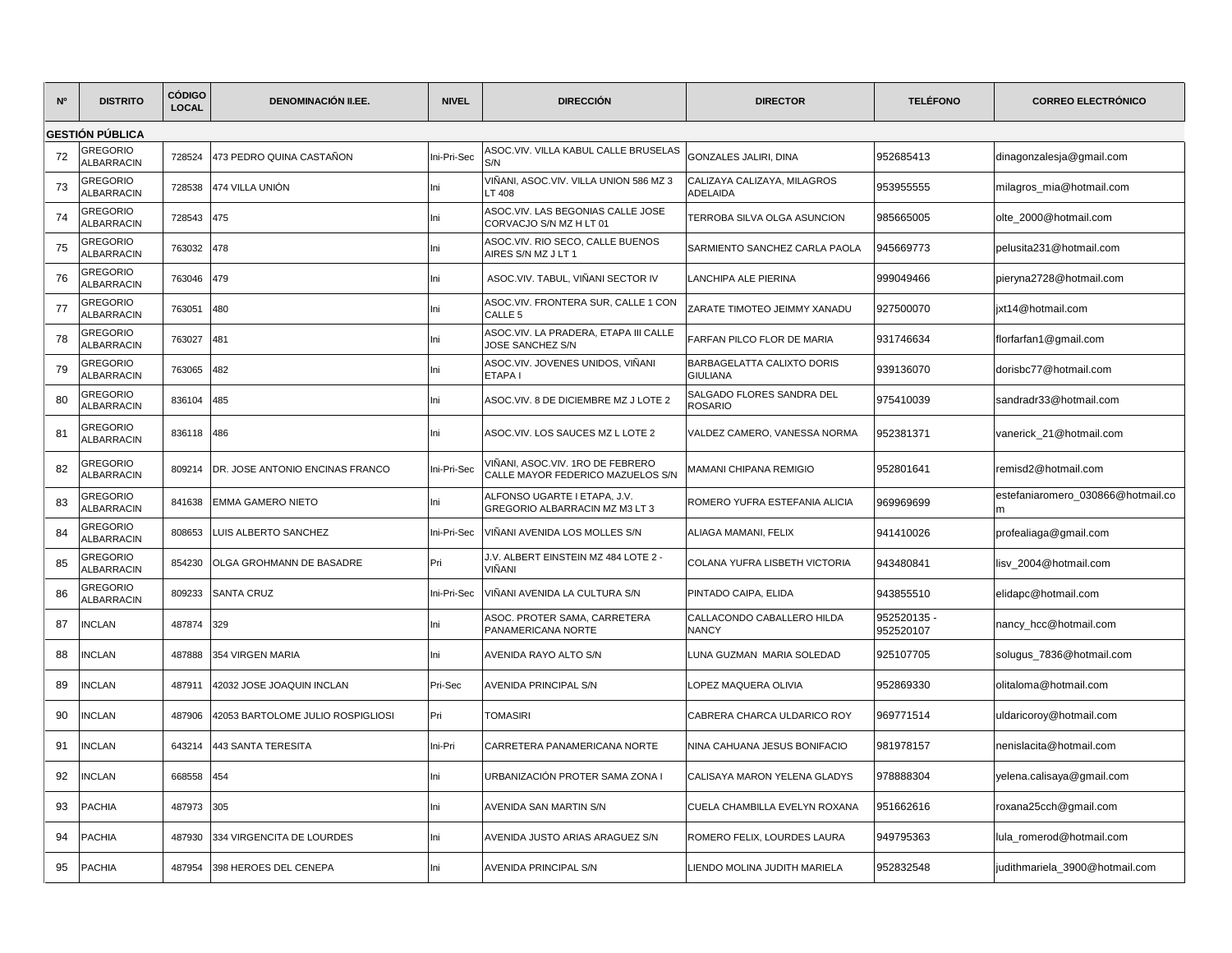| Nº | DISTRITO | CÓDIGO LOCAL | DENOMINACIÓN II.EE. | NIVEL | DIRECCIÓN | DIRECTOR | TELÉFONO | CORREO ELECTRÓNICO |
|---|---|---|---|---|---|---|---|---|
| **GESTIÓN PÚBLICA** | | | | | | | | |
| 72 | GREGORIO ALBARRACIN | 728524 | 473 PEDRO QUINA CASTAÑON | Ini-Pri-Sec | ASOC.VIV. VILLA KABUL CALLE BRUSELAS S/N | GONZALES JALIRI, DINA | 952685413 | dinagonzalesja@gmail.com |
| 73 | GREGORIO ALBARRACIN | 728538 | 474 VILLA UNIÓN | Ini | VIÑANI, ASOC.VIV. VILLA UNION 586 MZ 3 LT 408 | CALIZAYA CALIZAYA, MILAGROS ADELAIDA | 953955555 | milagros_mia@hotmail.com |
| 74 | GREGORIO ALBARRACIN | 728543 | 475 | Ini | ASOC.VIV. LAS BEGONIAS CALLE JOSE CORVACJO S/N MZ H LT 01 | TERROBA SILVA OLGA ASUNCION | 985665005 | olte_2000@hotmail.com |
| 75 | GREGORIO ALBARRACIN | 763032 | 478 | Ini | ASOC.VIV. RIO SECO, CALLE BUENOS AIRES S/N MZ J LT 1 | SARMIENTO SANCHEZ CARLA PAOLA | 945669773 | pelusita231@hotmail.com |
| 76 | GREGORIO ALBARRACIN | 763046 | 479 | Ini | ASOC.VIV. TABUL, VIÑANI SECTOR IV | LANCHIPA ALE PIERINA | 999049466 | pieryna2728@hotmail.com |
| 77 | GREGORIO ALBARRACIN | 763051 | 480 | Ini | ASOC.VIV. FRONTERA SUR, CALLE 1 CON CALLE 5 | ZARATE TIMOTEO JEIMMY XANADU | 927500070 | jxt14@hotmail.com |
| 78 | GREGORIO ALBARRACIN | 763027 | 481 | Ini | ASOC.VIV. LA PRADERA, ETAPA III CALLE JOSE SANCHEZ S/N | FARFAN PILCO FLOR DE MARIA | 931746634 | florfarfan1@gmail.com |
| 79 | GREGORIO ALBARRACIN | 763065 | 482 | Ini | ASOC.VIV. JOVENES UNIDOS, VIÑANI ETAPA I | BARBAGELATTA CALIXTO DORIS GIULIANA | 939136070 | dorisbc77@hotmail.com |
| 80 | GREGORIO ALBARRACIN | 836104 | 485 | Ini | ASOC.VIV. 8 DE DICIEMBRE MZ J LOTE 2 | SALGADO FLORES SANDRA DEL ROSARIO | 975410039 | sandradr33@hotmail.com |
| 81 | GREGORIO ALBARRACIN | 836118 | 486 | Ini | ASOC.VIV. LOS SAUCES MZ L LOTE 2 | VALDEZ CAMERO, VANESSA NORMA | 952381371 | vanerick_21@hotmail.com |
| 82 | GREGORIO ALBARRACIN | 809214 | DR. JOSE ANTONIO ENCINAS FRANCO | Ini-Pri-Sec | VIÑANI, ASOC.VIV. 1RO DE FEBRERO CALLE MAYOR FEDERICO MAZUELOS S/N | MAMANI CHIPANA REMIGIO | 952801641 | remisd2@hotmail.com |
| 83 | GREGORIO ALBARRACIN | 841638 | EMMA GAMERO NIETO | Ini | ALFONSO UGARTE I ETAPA, J.V. GREGORIO ALBARRACIN MZ M3 LT 3 | ROMERO YUFRA ESTEFANIA ALICIA | 969969699 | estefaniaromero_030866@hotmail.com |
| 84 | GREGORIO ALBARRACIN | 808653 | LUIS ALBERTO SANCHEZ | Ini-Pri-Sec | VIÑANI AVENIDA LOS MOLLES S/N | ALIAGA MAMANI, FELIX | 941410026 | profealiaga@gmail.com |
| 85 | GREGORIO ALBARRACIN | 854230 | OLGA GROHMANN DE BASADRE | Pri | J.V. ALBERT EINSTEIN MZ 484 LOTE 2 - VIÑANI | COLANA YUFRA LISBETH VICTORIA | 943480841 | lisv_2004@hotmail.com |
| 86 | GREGORIO ALBARRACIN | 809233 | SANTA CRUZ | Ini-Pri-Sec | VIÑANI AVENIDA LA CULTURA S/N | PINTADO CAIPA, ELIDA | 943855510 | elidapc@hotmail.com |
| 87 | INCLAN | 487874 | 329 | Ini | ASOC. PROTER SAMA, CARRETERA PANAMERICANA NORTE | CALLACONDO CABALLERO HILDA NANCY | 952520135 - 952520107 | nancy_hcc@hotmail.com |
| 88 | INCLAN | 487888 | 354 VIRGEN MARIA | Ini | AVENIDA RAYO ALTO S/N | LUNA GUZMAN MARIA SOLEDAD | 925107705 | solugus_7836@hotmail.com |
| 89 | INCLAN | 487911 | 42032 JOSE JOAQUIN INCLAN | Pri-Sec | AVENIDA PRINCIPAL S/N | LOPEZ MAQUERA OLIVIA | 952869330 | olitaloma@hotmail.com |
| 90 | INCLAN | 487906 | 42053 BARTOLOME JULIO ROSPIGLIOSI | Pri | TOMASIRI | CABRERA CHARCA ULDARICO ROY | 969771514 | uldaricoroy@hotmail.com |
| 91 | INCLAN | 643214 | 443 SANTA TERESITA | Ini-Pri | CARRETERA PANAMERICANA NORTE | NINA CAHUANA JESUS BONIFACIO | 981978157 | nenislacita@hotmail.com |
| 92 | INCLAN | 668558 | 454 | Ini | URBANIZACIÓN PROTER SAMA ZONA I | CALISAYA MARON YELENA GLADYS | 978888304 | yelena.calisaya@gmail.com |
| 93 | PACHIA | 487973 | 305 | Ini | AVENIDA SAN MARTIN S/N | CUELA CHAMBILLA EVELYN ROXANA | 951662616 | roxana25cch@gmail.com |
| 94 | PACHIA | 487930 | 334 VIRGENCITA DE LOURDES | Ini | AVENIDA JUSTO ARIAS ARAGUEZ S/N | ROMERO FELIX, LOURDES LAURA | 949795363 | lula_romerod@hotmail.com |
| 95 | PACHIA | 487954 | 398 HEROES DEL CENEPA | Ini | AVENIDA PRINCIPAL S/N | LIENDO MOLINA JUDITH MARIELA | 952832548 | judithmariela_3900@hotmail.com |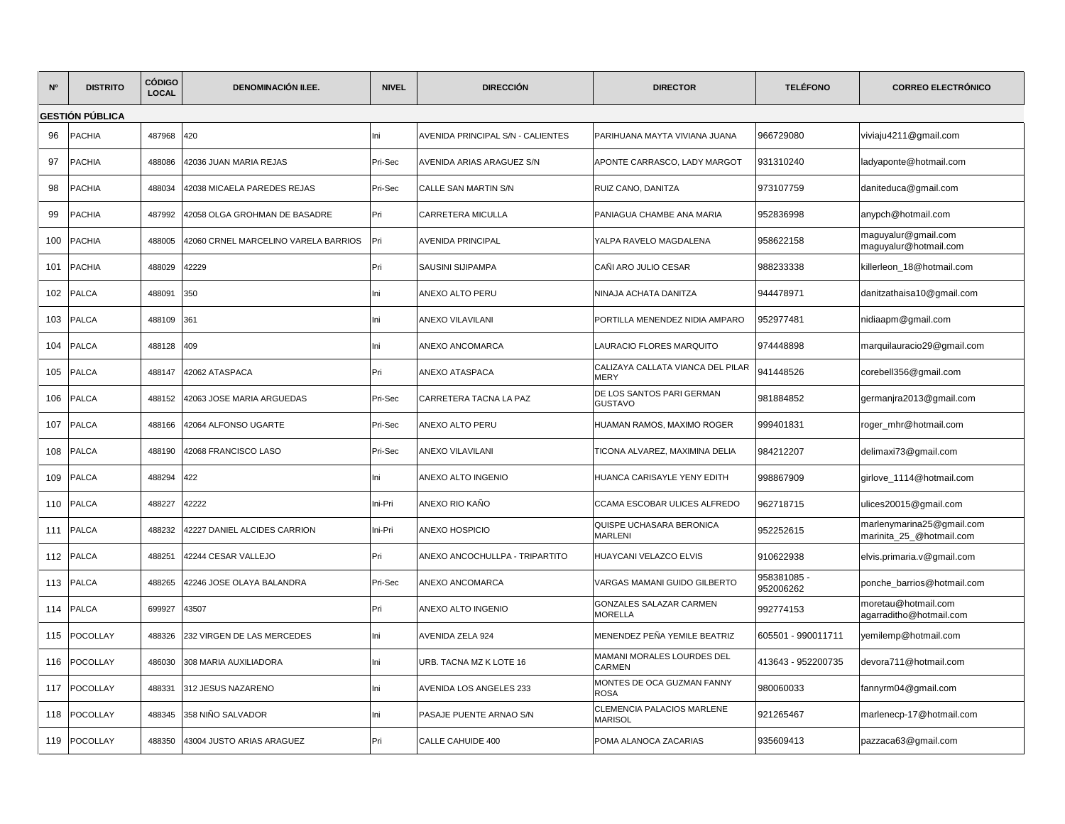| Nº | DISTRITO | CÓDIGO LOCAL | DENOMINACIÓN II.EE. | NIVEL | DIRECCIÓN | DIRECTOR | TELÉFONO | CORREO ELECTRÓNICO |
|---|---|---|---|---|---|---|---|---|
| **GESTIÓN PÚBLICA** | | | | | | | | |
| 96 | PACHIA | 487968 | 420 | Ini | AVENIDA PRINCIPAL S/N - CALIENTES | PARIHUANA MAYTA VIVIANA JUANA | 966729080 | viviaju4211@gmail.com |
| 97 | PACHIA | 488086 | 42036 JUAN MARIA REJAS | Pri-Sec | AVENIDA ARIAS ARAGUEZ S/N | APONTE CARRASCO, LADY MARGOT | 931310240 | ladyaponte@hotmail.com |
| 98 | PACHIA | 488034 | 42038 MICAELA PAREDES REJAS | Pri-Sec | CALLE SAN MARTIN S/N | RUIZ CANO, DANITZA | 973107759 | daniteduca@gmail.com |
| 99 | PACHIA | 487992 | 42058 OLGA GROHMAN DE BASADRE | Pri | CARRETERA MICULLA | PANIAGUA CHAMBE ANA MARIA | 952836998 | anypch@hotmail.com |
| 100 | PACHIA | 488005 | 42060 CRNEL MARCELINO VARELA BARRIOS | Pri | AVENIDA PRINCIPAL | YALPA RAVELO MAGDALENA | 958622158 | maguyalur@gmail.com maguyalur@hotmail.com |
| 101 | PACHIA | 488029 | 42229 | Pri | SAUSINI SIJIPAMPA | CAÑI ARO JULIO CESAR | 988233338 | killerleon_18@hotmail.com |
| 102 | PALCA | 488091 | 350 | Ini | ANEXO ALTO PERU | NINAJA ACHATA DANITZA | 944478971 | danitzathaisa10@gmail.com |
| 103 | PALCA | 488109 | 361 | Ini | ANEXO VILAVILANI | PORTILLA MENENDEZ NIDIA AMPARO | 952977481 | nidiaapm@gmail.com |
| 104 | PALCA | 488128 | 409 | Ini | ANEXO ANCOMARCA | LAURACIO FLORES MARQUITO | 974448898 | marquilauracio29@gmail.com |
| 105 | PALCA | 488147 | 42062 ATASPACA | Pri | ANEXO ATASPACA | CALIZAYA CALLATA VIANCA DEL PILAR MERY | 941448526 | corebell356@gmail.com |
| 106 | PALCA | 488152 | 42063 JOSE MARIA ARGUEDAS | Pri-Sec | CARRETERA TACNA LA PAZ | DE LOS SANTOS PARI GERMAN GUSTAVO | 981884852 | germanjra2013@gmail.com |
| 107 | PALCA | 488166 | 42064 ALFONSO UGARTE | Pri-Sec | ANEXO ALTO PERU | HUAMAN RAMOS, MAXIMO ROGER | 999401831 | roger_mhr@hotmail.com |
| 108 | PALCA | 488190 | 42068 FRANCISCO LASO | Pri-Sec | ANEXO VILAVILANI | TICONA ALVAREZ, MAXIMINA DELIA | 984212207 | delimaxi73@gmail.com |
| 109 | PALCA | 488294 | 422 | Ini | ANEXO ALTO INGENIO | HUANCA CARISAYLE YENY EDITH | 998867909 | girlove_1114@hotmail.com |
| 110 | PALCA | 488227 | 42222 | Ini-Pri | ANEXO RIO KAÑO | CCAMA ESCOBAR ULICES ALFREDO | 962718715 | ulices20015@gmail.com |
| 111 | PALCA | 488232 | 42227 DANIEL ALCIDES CARRION | Ini-Pri | ANEXO HOSPICIO | QUISPE UCHASARA BERONICA MARLENI | 952252615 | marlenymarina25@gmail.com marinita_25_@hotmail.com |
| 112 | PALCA | 488251 | 42244 CESAR VALLEJO | Pri | ANEXO ANCOCHULLPA - TRIPARTITO | HUAYCANI VELAZCO ELVIS | 910622938 | elvis.primaria.v@gmail.com |
| 113 | PALCA | 488265 | 42246 JOSE OLAYA BALANDRA | Pri-Sec | ANEXO ANCOMARCA | VARGAS MAMANI GUIDO GILBERTO | 958381085 - 952006262 | ponche_barrios@hotmail.com |
| 114 | PALCA | 699927 | 43507 | Pri | ANEXO ALTO INGENIO | GONZALES SALAZAR CARMEN MORELLA | 992774153 | moretau@hotmail.com agarraditho@hotmail.com |
| 115 | POCOLLAY | 488326 | 232 VIRGEN DE LAS MERCEDES | Ini | AVENIDA ZELA 924 | MENENDEZ PEÑA YEMILE BEATRIZ | 605501 - 990011711 | yemilemp@hotmail.com |
| 116 | POCOLLAY | 486030 | 308 MARIA AUXILIADORA | Ini | URB. TACNA MZ K LOTE 16 | MAMANI MORALES LOURDES DEL CARMEN | 413643 - 952200735 | devora711@hotmail.com |
| 117 | POCOLLAY | 488331 | 312 JESUS NAZARENO | Ini | AVENIDA LOS ANGELES 233 | MONTES DE OCA GUZMAN FANNY ROSA | 980060033 | fannyrm04@gmail.com |
| 118 | POCOLLAY | 488345 | 358 NIÑO SALVADOR | Ini | PASAJE PUENTE ARNAO S/N | CLEMENCIA PALACIOS MARLENE MARISOL | 921265467 | marlenecp-17@hotmail.com |
| 119 | POCOLLAY | 488350 | 43004 JUSTO ARIAS ARAGUEZ | Pri | CALLE CAHUIDE 400 | POMA ALANOCA ZACARIAS | 935609413 | pazzaca63@gmail.com |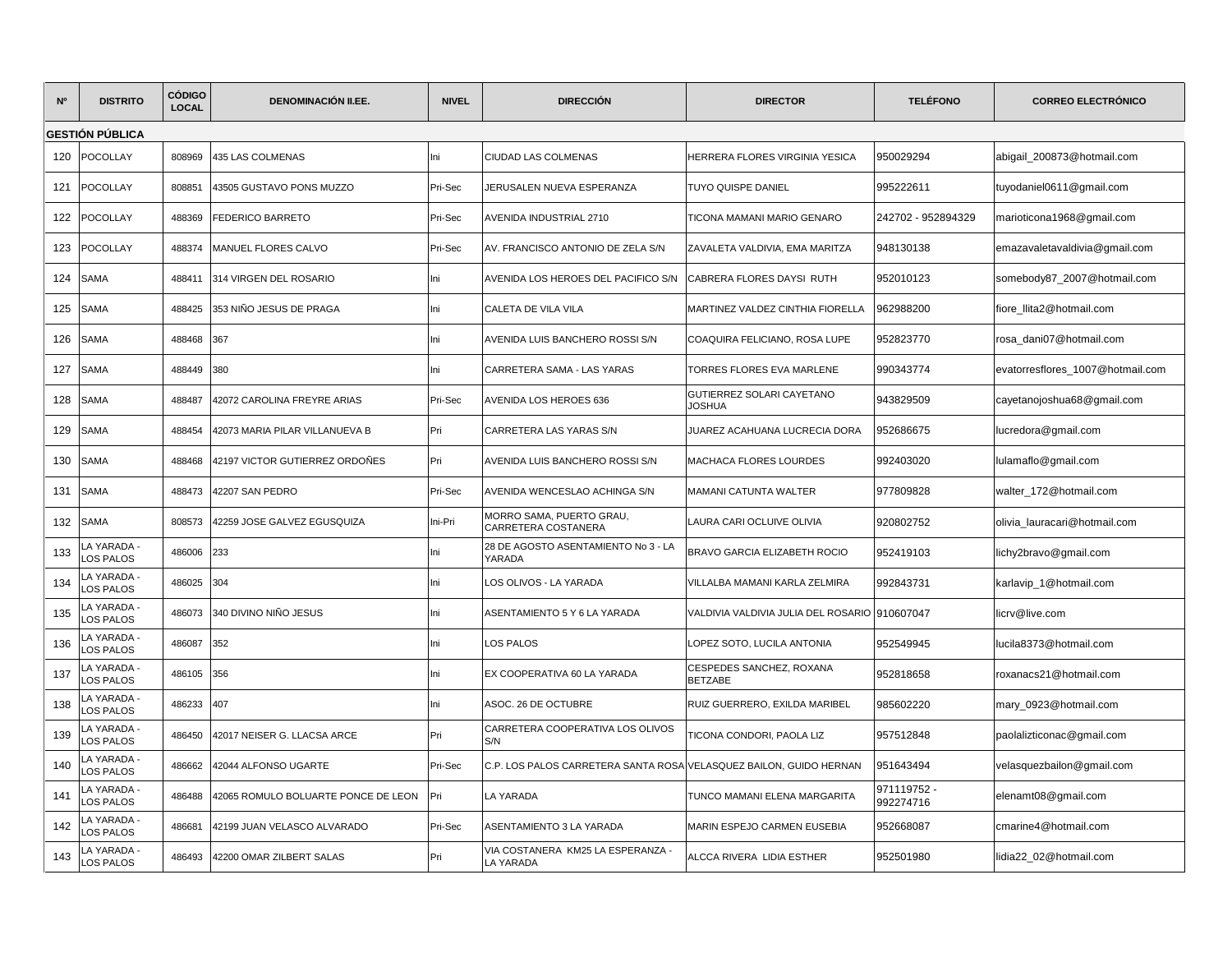| Nº | DISTRITO | CÓDIGO LOCAL | DENOMINACIÓN II.EE. | NIVEL | DIRECCIÓN | DIRECTOR | TELÉFONO | CORREO ELECTRÓNICO |
|---|---|---|---|---|---|---|---|---|
| **GESTIÓN PÚBLICA** | | | | | | | | |
| 120 | POCOLLAY | 808969 | 435 LAS COLMENAS | Ini | CIUDAD LAS COLMENAS | HERRERA FLORES VIRGINIA YESICA | 950029294 | abigail_200873@hotmail.com |
| 121 | POCOLLAY | 808851 | 43505 GUSTAVO PONS MUZZO | Pri-Sec | JERUSALEN NUEVA ESPERANZA | TUYO QUISPE DANIEL | 995222611 | tuyodaniel0611@gmail.com |
| 122 | POCOLLAY | 488369 | FEDERICO BARRETO | Pri-Sec | AVENIDA INDUSTRIAL 2710 | TICONA MAMANI MARIO GENARO | 242702 - 952894329 | marioticona1968@gmail.com |
| 123 | POCOLLAY | 488374 | MANUEL FLORES CALVO | Pri-Sec | AV. FRANCISCO ANTONIO DE ZELA S/N | ZAVALETA VALDIVIA, EMA MARITZA | 948130138 | emazavaletavaldivia@gmail.com |
| 124 | SAMA | 488411 | 314 VIRGEN DEL ROSARIO | Ini | AVENIDA LOS HEROES DEL PACIFICO S/N | CABRERA FLORES DAYSI RUTH | 952010123 | somebody87_2007@hotmail.com |
| 125 | SAMA | 488425 | 353 NIÑO JESUS DE PRAGA | Ini | CALETA DE VILA VILA | MARTINEZ VALDEZ CINTHIA FIORELLA | 962988200 | fiore_llita2@hotmail.com |
| 126 | SAMA | 488468 | 367 | Ini | AVENIDA LUIS BANCHERO ROSSI S/N | COAQUIRA FELICIANO, ROSA LUPE | 952823770 | rosa_dani07@hotmail.com |
| 127 | SAMA | 488449 | 380 | Ini | CARRETERA SAMA - LAS YARAS | TORRES FLORES EVA MARLENE | 990343774 | evatorresflores_1007@hotmail.com |
| 128 | SAMA | 488487 | 42072 CAROLINA FREYRE ARIAS | Pri-Sec | AVENIDA LOS HEROES 636 | GUTIERREZ SOLARI CAYETANO JOSHUA | 943829509 | cayetanojoshua68@gmail.com |
| 129 | SAMA | 488454 | 42073 MARIA PILAR VILLANUEVA B | Pri | CARRETERA LAS YARAS S/N | JUAREZ ACAHUANA LUCRECIA DORA | 952686675 | lucredora@gmail.com |
| 130 | SAMA | 488468 | 42197 VICTOR GUTIERREZ ORDOÑES | Pri | AVENIDA LUIS BANCHERO ROSSI S/N | MACHACA FLORES LOURDES | 992403020 | lulamaflo@gmail.com |
| 131 | SAMA | 488473 | 42207 SAN PEDRO | Pri-Sec | AVENIDA WENCESLAO ACHINGA S/N | MAMANI CATUNTA WALTER | 977809828 | walter_172@hotmail.com |
| 132 | SAMA | 808573 | 42259 JOSE GALVEZ EGUSQUIZA | Ini-Pri | MORRO SAMA, PUERTO GRAU, CARRETERA COSTANERA | LAURA CARI OCLUIVE OLIVIA | 920802752 | olivia_lauracari@hotmail.com |
| 133 | LA YARADA - LOS PALOS | 486006 | 233 | Ini | 28 DE AGOSTO ASENTAMIENTO No 3 - LA YARADA | BRAVO GARCIA ELIZABETH ROCIO | 952419103 | lichy2bravo@gmail.com |
| 134 | LA YARADA - LOS PALOS | 486025 | 304 | Ini | LOS OLIVOS - LA YARADA | VILLALBA MAMANI KARLA ZELMIRA | 992843731 | karlavip_1@hotmail.com |
| 135 | LA YARADA - LOS PALOS | 486073 | 340 DIVINO NIÑO JESUS | Ini | ASENTAMIENTO 5 Y 6 LA YARADA | VALDIVIA VALDIVIA JULIA DEL ROSARIO | 910607047 | licrv@live.com |
| 136 | LA YARADA - LOS PALOS | 486087 | 352 | Ini | LOS PALOS | LOPEZ SOTO, LUCILA ANTONIA | 952549945 | lucila8373@hotmail.com |
| 137 | LA YARADA - LOS PALOS | 486105 | 356 | Ini | EX COOPERATIVA 60 LA YARADA | CESPEDES SANCHEZ, ROXANA BETZABE | 952818658 | roxanacs21@hotmail.com |
| 138 | LA YARADA - LOS PALOS | 486233 | 407 | Ini | ASOC. 26 DE OCTUBRE | RUIZ GUERRERO, EXILDA MARIBEL | 985602220 | mary_0923@hotmail.com |
| 139 | LA YARADA - LOS PALOS | 486450 | 42017 NEISER G. LLACSA ARCE | Pri | CARRETERA COOPERATIVA LOS OLIVOS S/N | TICONA CONDORI, PAOLA LIZ | 957512848 | paolalizticonac@gmail.com |
| 140 | LA YARADA - LOS PALOS | 486662 | 42044 ALFONSO UGARTE | Pri-Sec | C.P. LOS PALOS CARRETERA SANTA ROSA | VELASQUEZ BAILON, GUIDO HERNAN | 951643494 | velasquezbailon@gmail.com |
| 141 | LA YARADA - LOS PALOS | 486488 | 42065 ROMULO BOLUARTE PONCE DE LEON | Pri | LA YARADA | TUNCO MAMANI ELENA MARGARITA | 971119752 - 992274716 | elenamt08@gmail.com |
| 142 | LA YARADA - LOS PALOS | 486681 | 42199 JUAN VELASCO ALVARADO | Pri-Sec | ASENTAMIENTO 3 LA YARADA | MARIN ESPEJO CARMEN EUSEBIA | 952668087 | cmarine4@hotmail.com |
| 143 | LA YARADA - LOS PALOS | 486493 | 42200 OMAR ZILBERT SALAS | Pri | VIA COSTANERA KM25 LA ESPERANZA - LA YARADA | ALCCA RIVERA LIDIA ESTHER | 952501980 | lidia22_02@hotmail.com |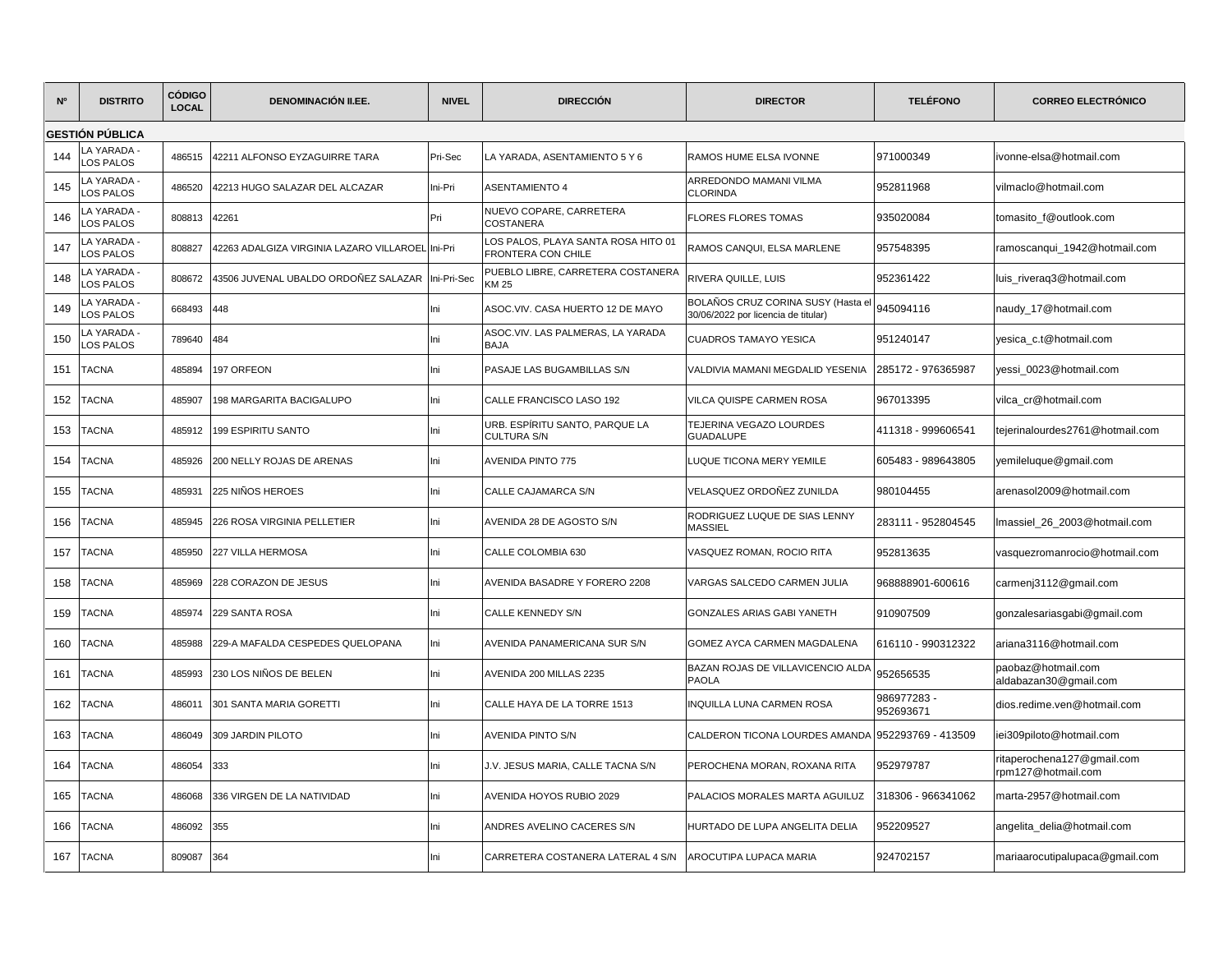| Nº | DISTRITO | CÓDIGO LOCAL | DENOMINACIÓN II.EE. | NIVEL | DIRECCIÓN | DIRECTOR | TELÉFONO | CORREO ELECTRÓNICO |
|---|---|---|---|---|---|---|---|---|
| **GESTIÓN PÚBLICA** | | | | | | | | |
| 144 | LA YARADA - LOS PALOS | 486515 | 42211 ALFONSO EYZAGUIRRE TARA | Pri-Sec | LA YARADA, ASENTAMIENTO 5 Y 6 | RAMOS HUME ELSA IVONNE | 971000349 | ivonne-elsa@hotmail.com |
| 145 | LA YARADA - LOS PALOS | 486520 | 42213 HUGO SALAZAR DEL ALCAZAR | Ini-Pri | ASENTAMIENTO 4 | ARREDONDO MAMANI VILMA CLORINDA | 952811968 | vilmaclo@hotmail.com |
| 146 | LA YARADA - LOS PALOS | 808813 | 42261 | Pri | NUEVO COPARE, CARRETERA COSTANERA | FLORES FLORES TOMAS | 935020084 | tomasito_f@outlook.com |
| 147 | LA YARADA - LOS PALOS | 808827 | 42263 ADALGIZA VIRGINIA LAZARO VILLAROEL | Ini-Pri | LOS PALOS, PLAYA SANTA ROSA HITO 01 FRONTERA CON CHILE | RAMOS CANQUI, ELSA MARLENE | 957548395 | ramoscanqui_1942@hotmail.com |
| 148 | LA YARADA - LOS PALOS | 808672 | 43506 JUVENAL UBALDO ORDOÑEZ SALAZAR | Ini-Pri-Sec | PUEBLO LIBRE, CARRETERA COSTANERA KM 25 | RIVERA QUILLE, LUIS | 952361422 | luis_riveraq3@hotmail.com |
| 149 | LA YARADA - LOS PALOS | 668493 | 448 | Ini | ASOC.VIV. CASA HUERTO 12 DE MAYO | BOLAÑOS CRUZ CORINA SUSY (Hasta el 30/06/2022 por licencia de titular) | 945094116 | naudy_17@hotmail.com |
| 150 | LA YARADA - LOS PALOS | 789640 | 484 | Ini | ASOC.VIV. LAS PALMERAS, LA YARADA BAJA | CUADROS TAMAYO YESICA | 951240147 | yesica_c.t@hotmail.com |
| 151 | TACNA | 485894 | 197 ORFEON | Ini | PASAJE LAS BUGAMBILLAS S/N | VALDIVIA MAMANI MEGDALID YESENIA | 285172 - 976365987 | yessi_0023@hotmail.com |
| 152 | TACNA | 485907 | 198 MARGARITA BACIGALUPO | Ini | CALLE FRANCISCO LASO 192 | VILCA QUISPE CARMEN ROSA | 967013395 | vilca_cr@hotmail.com |
| 153 | TACNA | 485912 | 199 ESPIRITU SANTO | Ini | URB. ESPÍRITU SANTO, PARQUE LA CULTURA S/N | TEJERINA VEGAZO LOURDES GUADALUPE | 411318 - 999606541 | tejerinalourdes2761@hotmail.com |
| 154 | TACNA | 485926 | 200 NELLY ROJAS DE ARENAS | Ini | AVENIDA PINTO 775 | LUQUE TICONA MERY YEMILE | 605483 - 989643805 | yemileluque@gmail.com |
| 155 | TACNA | 485931 | 225 NIÑOS HEROES | Ini | CALLE CAJAMARCA S/N | VELASQUEZ ORDOÑEZ ZUNILDA | 980104455 | arenasol2009@hotmail.com |
| 156 | TACNA | 485945 | 226 ROSA VIRGINIA PELLETIER | Ini | AVENIDA 28 DE AGOSTO S/N | RODRIGUEZ LUQUE DE SIAS LENNY MASSIEL | 283111 - 952804545 | lmassiel_26_2003@hotmail.com |
| 157 | TACNA | 485950 | 227 VILLA HERMOSA | Ini | CALLE COLOMBIA 630 | VASQUEZ ROMAN, ROCIO RITA | 952813635 | vasquezromanrocio@hotmail.com |
| 158 | TACNA | 485969 | 228 CORAZON DE JESUS | Ini | AVENIDA BASADRE Y FORERO 2208 | VARGAS SALCEDO CARMEN JULIA | 968888901-600616 | carmenj3112@gmail.com |
| 159 | TACNA | 485974 | 229 SANTA ROSA | Ini | CALLE KENNEDY S/N | GONZALES ARIAS GABI YANETH | 910907509 | gonzalesariasgabi@gmail.com |
| 160 | TACNA | 485988 | 229-A MAFALDA CESPEDES QUELOPANA | Ini | AVENIDA PANAMERICANA SUR S/N | GOMEZ AYCA CARMEN MAGDALENA | 616110 - 990312322 | ariana3116@hotmail.com |
| 161 | TACNA | 485993 | 230 LOS NIÑOS DE BELEN | Ini | AVENIDA 200 MILLAS 2235 | BAZAN ROJAS DE VILLAVICENCIO ALDA PAOLA | 952656535 | paobaz@hotmail.com aldabazan30@gmail.com |
| 162 | TACNA | 486011 | 301 SANTA MARIA GORETTI | Ini | CALLE HAYA DE LA TORRE 1513 | INQUILLA LUNA CARMEN ROSA | 986977283 - 952693671 | dios.redime.ven@hotmail.com |
| 163 | TACNA | 486049 | 309 JARDIN PILOTO | Ini | AVENIDA PINTO S/N | CALDERON TICONA LOURDES AMANDA | 952293769 - 413509 | iei309piloto@hotmail.com |
| 164 | TACNA | 486054 | 333 | Ini | J.V. JESUS MARIA, CALLE TACNA S/N | PEROCHENA MORAN, ROXANA RITA | 952979787 | ritaperochena127@gmail.com rpm127@hotmail.com |
| 165 | TACNA | 486068 | 336 VIRGEN DE LA NATIVIDAD | Ini | AVENIDA HOYOS RUBIO 2029 | PALACIOS MORALES MARTA AGUILUZ | 318306 - 966341062 | marta-2957@hotmail.com |
| 166 | TACNA | 486092 | 355 | Ini | ANDRES AVELINO CACERES S/N | HURTADO DE LUPA ANGELITA DELIA | 952209527 | angelita_delia@hotmail.com |
| 167 | TACNA | 809087 | 364 | Ini | CARRETERA COSTANERA LATERAL 4 S/N | AROCUTIPA LUPACA MARIA | 924702157 | mariaarocutipalupaca@gmail.com |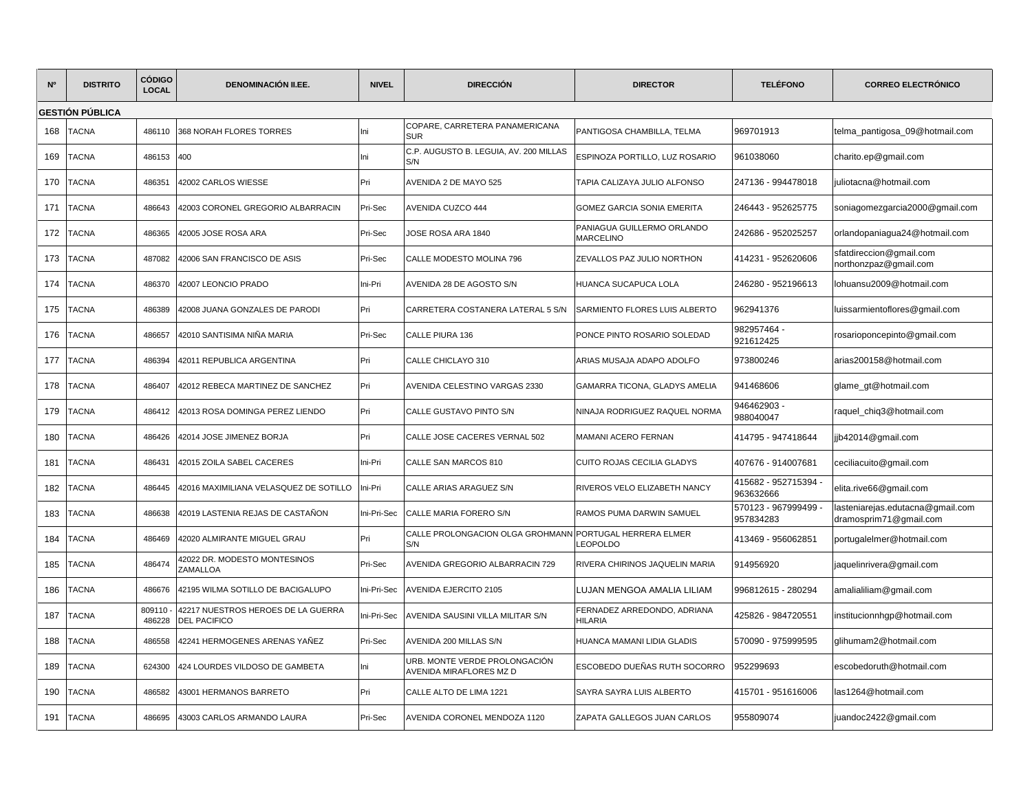| Nº | DISTRITO | CÓDIGO LOCAL | DENOMINACIÓN II.EE. | NIVEL | DIRECCIÓN | DIRECTOR | TELÉFONO | CORREO ELECTRÓNICO |
|---|---|---|---|---|---|---|---|---|
| **GESTIÓN PÚBLICA** | | | | | | | | |
| 168 | TACNA | 486110 | 368 NORAH FLORES TORRES | Ini | COPARE, CARRETERA PANAMERICANA SUR | PANTIGOSA CHAMBILLA, TELMA | 969701913 | telma_pantigosa_09@hotmail.com |
| 169 | TACNA | 486153 | 400 | Ini | C.P. AUGUSTO B. LEGUIA, AV. 200 MILLAS S/N | ESPINOZA PORTILLO, LUZ ROSARIO | 961038060 | charito.ep@gmail.com |
| 170 | TACNA | 486351 | 42002 CARLOS WIESSE | Pri | AVENIDA 2 DE MAYO 525 | TAPIA CALIZAYA JULIO ALFONSO | 247136 - 994478018 | juliotacna@hotmail.com |
| 171 | TACNA | 486643 | 42003 CORONEL GREGORIO ALBARRACIN | Pri-Sec | AVENIDA CUZCO 444 | GOMEZ GARCIA SONIA EMERITA | 246443 - 952625775 | soniagomezgarcia2000@gmail.com |
| 172 | TACNA | 486365 | 42005 JOSE ROSA ARA | Pri-Sec | JOSE ROSA ARA 1840 | PANIAGUA GUILLERMO ORLANDO MARCELINO | 242686 - 952025257 | orlandopaniagua24@hotmail.com |
| 173 | TACNA | 487082 | 42006 SAN FRANCISCO DE ASIS | Pri-Sec | CALLE MODESTO MOLINA 796 | ZEVALLOS PAZ JULIO NORTHON | 414231 - 952620606 | sfatdireccion@gmail.com northonzpaz@gmail.com |
| 174 | TACNA | 486370 | 42007 LEONCIO PRADO | Ini-Pri | AVENIDA 28 DE AGOSTO S/N | HUANCA SUCAPUCA LOLA | 246280 - 952196613 | lohuansu2009@hotmail.com |
| 175 | TACNA | 486389 | 42008 JUANA GONZALES DE PARODI | Pri | CARRETERA COSTANERA LATERAL 5 S/N | SARMIENTO FLORES LUIS ALBERTO | 962941376 | luissarmientoflores@gmail.com |
| 176 | TACNA | 486657 | 42010 SANTISIMA NIÑA MARIA | Pri-Sec | CALLE PIURA 136 | PONCE PINTO ROSARIO SOLEDAD | 982957464 - 921612425 | rosarioponcepinto@gmail.com |
| 177 | TACNA | 486394 | 42011 REPUBLICA ARGENTINA | Pri | CALLE CHICLAYO 310 | ARIAS MUSAJA ADAPO ADOLFO | 973800246 | arias200158@hotmail.com |
| 178 | TACNA | 486407 | 42012 REBECA MARTINEZ DE SANCHEZ | Pri | AVENIDA CELESTINO VARGAS 2330 | GAMARRA TICONA, GLADYS AMELIA | 941468606 | glame_gt@hotmail.com |
| 179 | TACNA | 486412 | 42013 ROSA DOMINGA PEREZ LIENDO | Pri | CALLE GUSTAVO PINTO S/N | NINAJA RODRIGUEZ RAQUEL NORMA | 946462903 - 988040047 | raquel_chiq3@hotmail.com |
| 180 | TACNA | 486426 | 42014 JOSE JIMENEZ BORJA | Pri | CALLE JOSE CACERES VERNAL 502 | MAMANI ACERO FERNAN | 414795 - 947418644 | jjb42014@gmail.com |
| 181 | TACNA | 486431 | 42015 ZOILA SABEL CACERES | Ini-Pri | CALLE SAN MARCOS 810 | CUITO ROJAS CECILIA GLADYS | 407676 - 914007681 | ceciliacuito@gmail.com |
| 182 | TACNA | 486445 | 42016 MAXIMILIANA VELASQUEZ DE SOTILLO | Ini-Pri | CALLE ARIAS ARAGUEZ S/N | RIVEROS VELO ELIZABETH NANCY | 415682 - 952715394 - 963632666 | elita.rive66@gmail.com |
| 183 | TACNA | 486638 | 42019 LASTENIA REJAS DE CASTAÑON | Ini-Pri-Sec | CALLE MARIA FORERO S/N | RAMOS PUMA DARWIN SAMUEL | 570123 - 967999499 - 957834283 | lasteniarejas.edutacna@gmail.com dramosprim71@gmail.com |
| 184 | TACNA | 486469 | 42020 ALMIRANTE MIGUEL GRAU | Pri | CALLE PROLONGACION OLGA GROHMANN S/N | PORTUGAL HERRERA ELMER LEOPOLDO | 413469 - 956062851 | portugalelmer@hotmail.com |
| 185 | TACNA | 486474 | 42022 DR. MODESTO MONTESINOS ZAMALLOA | Pri-Sec | AVENIDA GREGORIO ALBARRACIN 729 | RIVERA CHIRINOS JAQUELIN MARIA | 914956920 | jaquelinrivera@gmail.com |
| 186 | TACNA | 486676 | 42195 WILMA SOTILLO DE BACIGALUPO | Ini-Pri-Sec | AVENIDA EJERCITO 2105 | LUJAN MENGOA AMALIA LILIAM | 996812615 - 280294 | amalialiliam@gmail.com |
| 187 | TACNA | 809110 - 486228 | 42217 NUESTROS HEROES DE LA GUERRA DEL PACIFICO | Ini-Pri-Sec | AVENIDA SAUSINI VILLA MILITAR S/N | FERNADEZ ARREDONDO, ADRIANA HILARIA | 425826 - 984720551 | institucionnhgp@hotmail.com |
| 188 | TACNA | 486558 | 42241 HERMOGENES ARENAS YAÑEZ | Pri-Sec | AVENIDA 200 MILLAS S/N | HUANCA MAMANI LIDIA GLADIS | 570090 - 975999595 | glihumam2@hotmail.com |
| 189 | TACNA | 624300 | 424 LOURDES VILDOSO DE GAMBETA | Ini | URB. MONTE VERDE PROLONGACIÓN AVENIDA MIRAFLORES MZ D | ESCOBEDO DUEÑAS RUTH SOCORRO | 952299693 | escobedoruth@hotmail.com |
| 190 | TACNA | 486582 | 43001 HERMANOS BARRETO | Pri | CALLE ALTO DE LIMA 1221 | SAYRA SAYRA LUIS ALBERTO | 415701 - 951616006 | las1264@hotmail.com |
| 191 | TACNA | 486695 | 43003 CARLOS ARMANDO LAURA | Pri-Sec | AVENIDA CORONEL MENDOZA 1120 | ZAPATA GALLEGOS JUAN CARLOS | 955809074 | juandoc2422@gmail.com |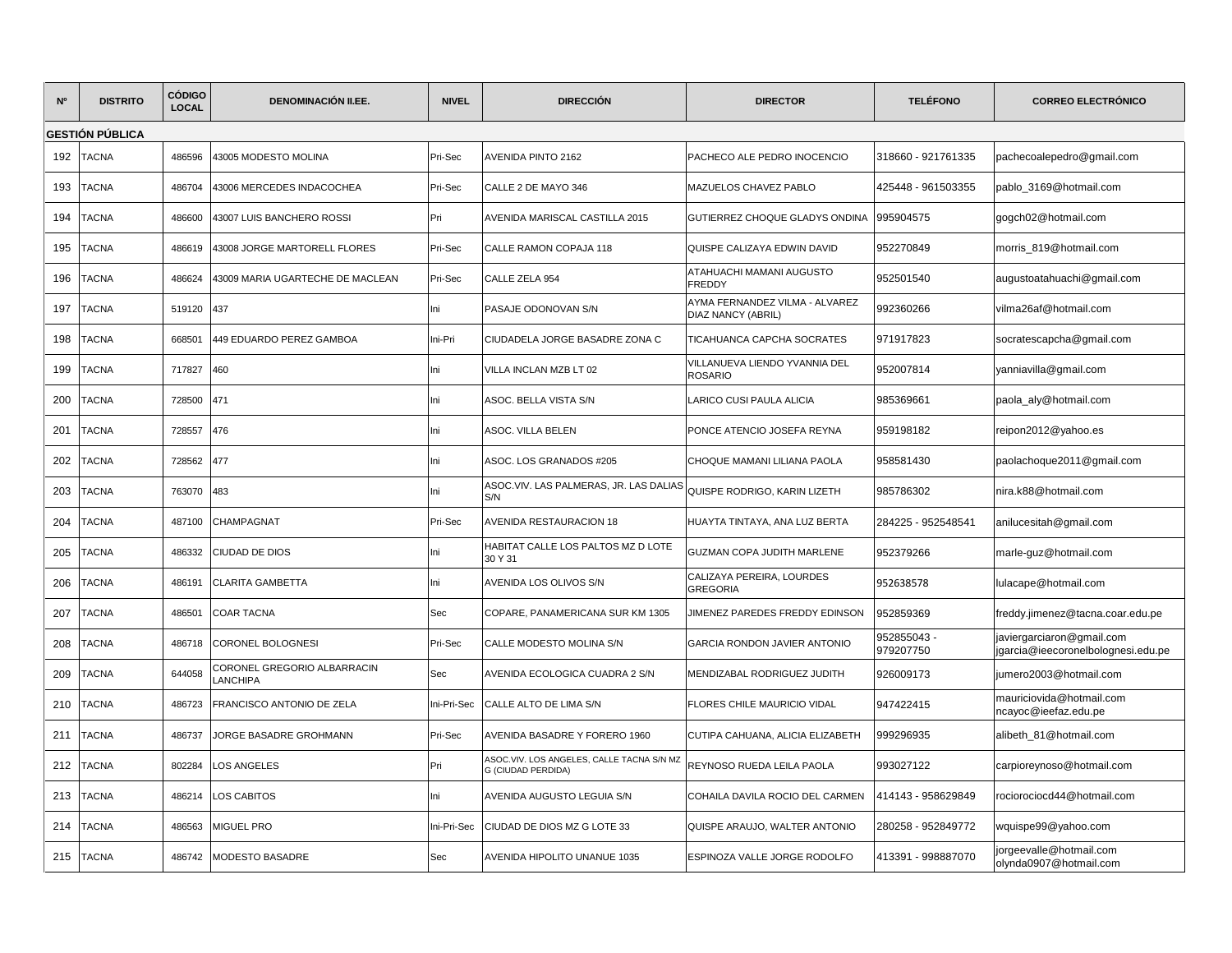| Nº | DISTRITO | CÓDIGO LOCAL | DENOMINACIÓN II.EE. | NIVEL | DIRECCIÓN | DIRECTOR | TELÉFONO | CORREO ELECTRÓNICO |
|---|---|---|---|---|---|---|---|---|
| **GESTIÓN PÚBLICA** | | | | | | | | |
| 192 | TACNA | 486596 | 43005 MODESTO MOLINA | Pri-Sec | AVENIDA PINTO 2162 | PACHECO ALE PEDRO INOCENCIO | 318660 - 921761335 | pachecoalepedro@gmail.com |
| 193 | TACNA | 486704 | 43006 MERCEDES INDACOCHEA | Pri-Sec | CALLE 2 DE MAYO 346 | MAZUELOS CHAVEZ PABLO | 425448 - 961503355 | pablo_3169@hotmail.com |
| 194 | TACNA | 486600 | 43007 LUIS BANCHERO ROSSI | Pri | AVENIDA MARISCAL CASTILLA 2015 | GUTIERREZ CHOQUE GLADYS ONDINA | 995904575 | gogch02@hotmail.com |
| 195 | TACNA | 486619 | 43008 JORGE MARTORELL FLORES | Pri-Sec | CALLE RAMON COPAJA 118 | QUISPE CALIZAYA EDWIN DAVID | 952270849 | morris_819@hotmail.com |
| 196 | TACNA | 486624 | 43009 MARIA UGARTECHE DE MACLEAN | Pri-Sec | CALLE ZELA 954 | ATAHUACHI MAMANI AUGUSTO FREDDY | 952501540 | augustoatahuachi@gmail.com |
| 197 | TACNA | 519120 | 437 | Ini | PASAJE ODONOVAN S/N | AYMA FERNANDEZ VILMA - ALVAREZ DIAZ NANCY (ABRIL) | 992360266 | vilma26af@hotmail.com |
| 198 | TACNA | 668501 | 449 EDUARDO PEREZ GAMBOA | Ini-Pri | CIUDADELA JORGE BASADRE ZONA C | TICAHUANCA CAPCHA SOCRATES | 971917823 | socratescapcha@gmail.com |
| 199 | TACNA | 717827 | 460 | Ini | VILLA INCLAN MZB LT 02 | VILLANUEVA LIENDO YVANNIA DEL ROSARIO | 952007814 | yanniavilla@gmail.com |
| 200 | TACNA | 728500 | 471 | Ini | ASOC. BELLA VISTA S/N | LARICO CUSI PAULA ALICIA | 985369661 | paola_aly@hotmail.com |
| 201 | TACNA | 728557 | 476 | Ini | ASOC. VILLA BELEN | PONCE ATENCIO JOSEFA REYNA | 959198182 | reipon2012@yahoo.es |
| 202 | TACNA | 728562 | 477 | Ini | ASOC. LOS GRANADOS #205 | CHOQUE MAMANI LILIANA PAOLA | 958581430 | paolachoque2011@gmail.com |
| 203 | TACNA | 763070 | 483 | Ini | ASOC.VIV. LAS PALMERAS, JR. LAS DALIAS S/N | QUISPE RODRIGO, KARIN LIZETH | 985786302 | nira.k88@hotmail.com |
| 204 | TACNA | 487100 | CHAMPAGNAT | Pri-Sec | AVENIDA RESTAURACION 18 | HUAYTA TINTAYA, ANA LUZ BERTA | 284225 - 952548541 | anilucesitah@gmail.com |
| 205 | TACNA | 486332 | CIUDAD DE DIOS | Ini | HABITAT CALLE LOS PALTOS MZ D LOTE 30 Y 31 | GUZMAN COPA JUDITH MARLENE | 952379266 | marle-guz@hotmail.com |
| 206 | TACNA | 486191 | CLARITA GAMBETTA | Ini | AVENIDA LOS OLIVOS S/N | CALIZAYA PEREIRA, LOURDES GREGORIA | 952638578 | lulacape@hotmail.com |
| 207 | TACNA | 486501 | COAR TACNA | Sec | COPARE, PANAMERICANA SUR KM 1305 | JIMENEZ PAREDES FREDDY EDINSON | 952859369 | freddy.jimenez@tacna.coar.edu.pe |
| 208 | TACNA | 486718 | CORONEL BOLOGNESI | Pri-Sec | CALLE MODESTO MOLINA S/N | GARCIA RONDON JAVIER ANTONIO | 952855043 - 979207750 | javiergarciaron@gmail.com jgarcia@ieecoronelbolognesi.edu.pe |
| 209 | TACNA | 644058 | CORONEL GREGORIO ALBARRACIN LANCHIPA | Sec | AVENIDA ECOLOGICA CUADRA 2 S/N | MENDIZABAL RODRIGUEZ JUDITH | 926009173 | jumero2003@hotmail.com |
| 210 | TACNA | 486723 | FRANCISCO ANTONIO DE ZELA | Ini-Pri-Sec | CALLE ALTO DE LIMA S/N | FLORES CHILE MAURICIO VIDAL | 947422415 | mauriciovida@hotmail.com ncayoc@ieefaz.edu.pe |
| 211 | TACNA | 486737 | JORGE BASADRE GROHMANN | Pri-Sec | AVENIDA BASADRE Y FORERO 1960 | CUTIPA CAHUANA, ALICIA ELIZABETH | 999296935 | alibeth_81@hotmail.com |
| 212 | TACNA | 802284 | LOS ANGELES | Pri | ASOC.VIV. LOS ANGELES, CALLE TACNA S/N MZ G (CIUDAD PERDIDA) | REYNOSO RUEDA LEILA PAOLA | 993027122 | carpioreynoso@hotmail.com |
| 213 | TACNA | 486214 | LOS CABITOS | Ini | AVENIDA AUGUSTO LEGUIA S/N | COHAILA DAVILA ROCIO DEL CARMEN | 414143 - 958629849 | rociorociocd44@hotmail.com |
| 214 | TACNA | 486563 | MIGUEL PRO | Ini-Pri-Sec | CIUDAD DE DIOS MZ G LOTE 33 | QUISPE ARAUJO, WALTER ANTONIO | 280258 - 952849772 | wquispe99@yahoo.com |
| 215 | TACNA | 486742 | MODESTO BASADRE | Sec | AVENIDA HIPOLITO UNANUE 1035 | ESPINOZA VALLE JORGE RODOLFO | 413391 - 998887070 | jorgeevalle@hotmail.com olynda0907@hotmail.com |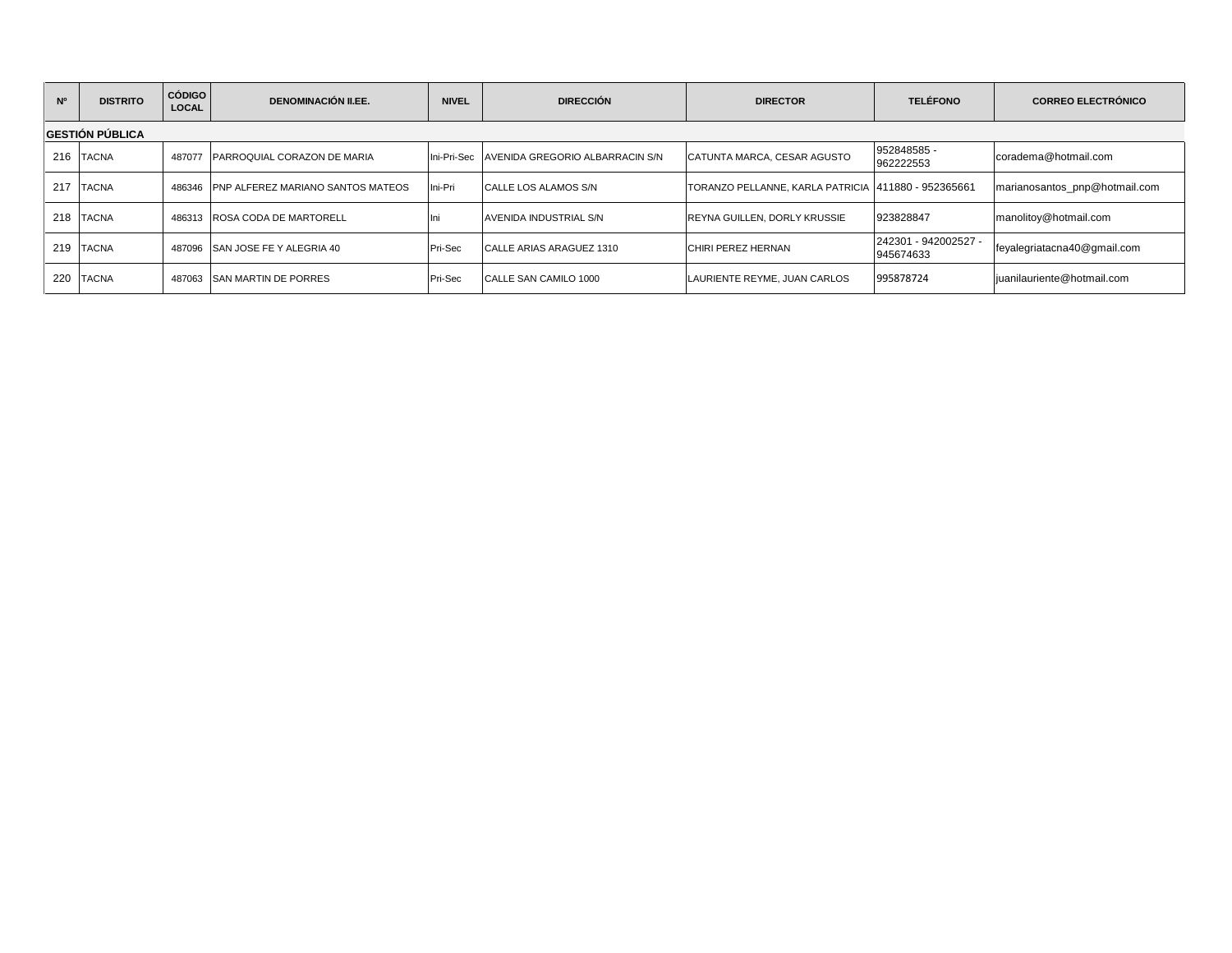| Nº | DISTRITO | CÓDIGO LOCAL | DENOMINACIÓN II.EE. | NIVEL | DIRECCIÓN | DIRECTOR | TELÉFONO | CORREO ELECTRÓNICO |
|---|---|---|---|---|---|---|---|---|
| **GESTIÓN PÚBLICA** | | | | | | | | |
| 216 | TACNA | 487077 | PARROQUIAL CORAZON DE MARIA | Ini-Pri-Sec | AVENIDA GREGORIO ALBARRACIN S/N | CATUNTA MARCA, CESAR AGUSTO | 952848585 - 962222553 | coradema@hotmail.com |
| 217 | TACNA | 486346 | PNP ALFEREZ MARIANO SANTOS MATEOS | Ini-Pri | CALLE LOS ALAMOS S/N | TORANZO PELLANNE, KARLA PATRICIA | 411880 - 952365661 | marianosantos_pnp@hotmail.com |
| 218 | TACNA | 486313 | ROSA CODA DE MARTORELL | Ini | AVENIDA INDUSTRIAL S/N | REYNA GUILLEN, DORLY KRUSSIE | 923828847 | manolitoy@hotmail.com |
| 219 | TACNA | 487096 | SAN JOSE FE Y ALEGRIA 40 | Pri-Sec | CALLE ARIAS ARAGUEZ 1310 | CHIRI PEREZ HERNAN | 242301 - 942002527 - 945674633 | feyalegriatacna40@gmail.com |
| 220 | TACNA | 487063 | SAN MARTIN DE PORRES | Pri-Sec | CALLE SAN CAMILO 1000 | LAURIENTE REYME, JUAN CARLOS | 995878724 | juanilauriente@hotmail.com |